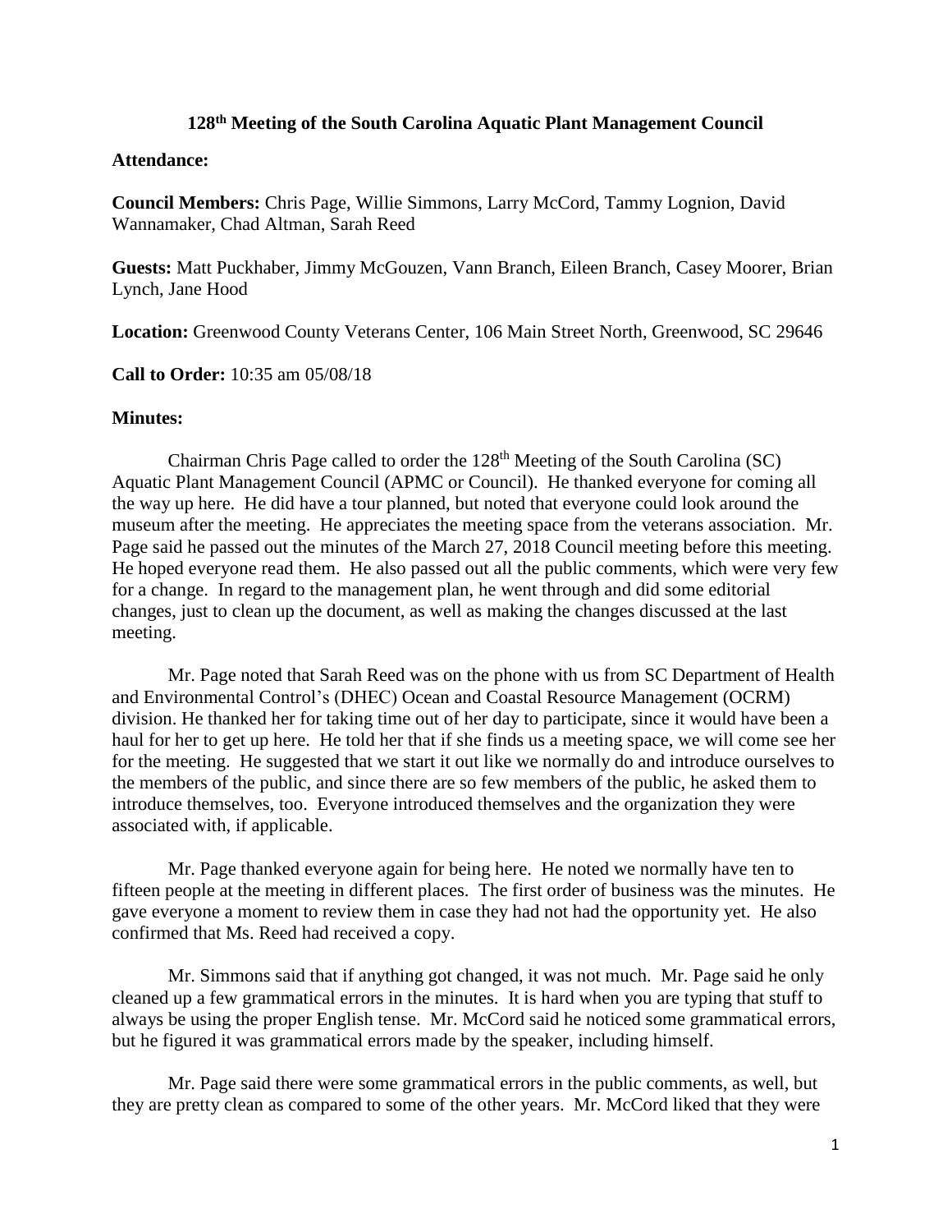# 128th Meeting of the South Carolina Aquatic Plant Management Council

**Attendance:**

**Council Members:** Chris Page, Willie Simmons, Larry McCord, Tammy Lognion, David Wannamaker, Chad Altman, Sarah Reed

**Guests:** Matt Puckhaber, Jimmy McGouzen, Vann Branch, Eileen Branch, Casey Moorer, Brian Lynch, Jane Hood

**Location:** Greenwood County Veterans Center, 106 Main Street North, Greenwood, SC 29646

**Call to Order:** 10:35 am 05/08/18

**Minutes:**

Chairman Chris Page called to order the 128th Meeting of the South Carolina (SC) Aquatic Plant Management Council (APMC or Council). He thanked everyone for coming all the way up here. He did have a tour planned, but noted that everyone could look around the museum after the meeting. He appreciates the meeting space from the veterans association. Mr. Page said he passed out the minutes of the March 27, 2018 Council meeting before this meeting. He hoped everyone read them. He also passed out all the public comments, which were very few for a change. In regard to the management plan, he went through and did some editorial changes, just to clean up the document, as well as making the changes discussed at the last meeting.

Mr. Page noted that Sarah Reed was on the phone with us from SC Department of Health and Environmental Control's (DHEC) Ocean and Coastal Resource Management (OCRM) division. He thanked her for taking time out of her day to participate, since it would have been a haul for her to get up here. He told her that if she finds us a meeting space, we will come see her for the meeting. He suggested that we start it out like we normally do and introduce ourselves to the members of the public, and since there are so few members of the public, he asked them to introduce themselves, too. Everyone introduced themselves and the organization they were associated with, if applicable.

Mr. Page thanked everyone again for being here. He noted we normally have ten to fifteen people at the meeting in different places. The first order of business was the minutes. He gave everyone a moment to review them in case they had not had the opportunity yet. He also confirmed that Ms. Reed had received a copy.

Mr. Simmons said that if anything got changed, it was not much. Mr. Page said he only cleaned up a few grammatical errors in the minutes. It is hard when you are typing that stuff to always be using the proper English tense. Mr. McCord said he noticed some grammatical errors, but he figured it was grammatical errors made by the speaker, including himself.

Mr. Page said there were some grammatical errors in the public comments, as well, but they are pretty clean as compared to some of the other years. Mr. McCord liked that they were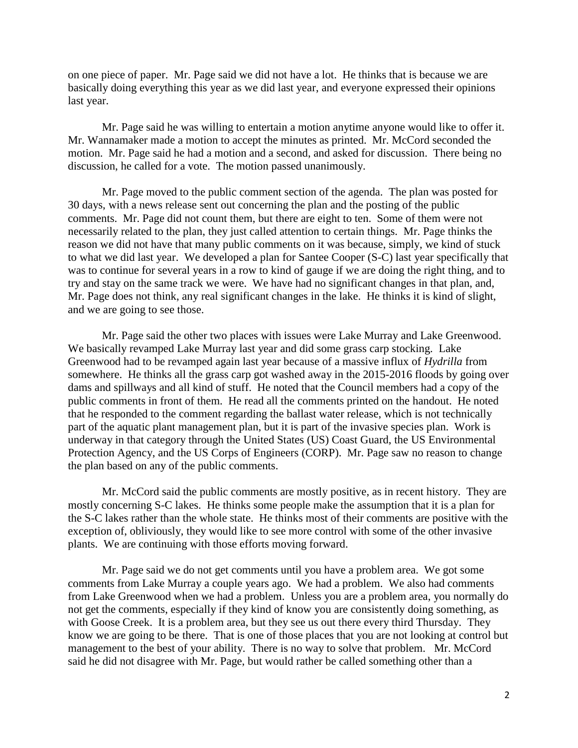on one piece of paper. Mr. Page said we did not have a lot. He thinks that is because we are basically doing everything this year as we did last year, and everyone expressed their opinions last year.

Mr. Page said he was willing to entertain a motion anytime anyone would like to offer it. Mr. Wannamaker made a motion to accept the minutes as printed. Mr. McCord seconded the motion. Mr. Page said he had a motion and a second, and asked for discussion. There being no discussion, he called for a vote. The motion passed unanimously.

Mr. Page moved to the public comment section of the agenda. The plan was posted for 30 days, with a news release sent out concerning the plan and the posting of the public comments. Mr. Page did not count them, but there are eight to ten. Some of them were not necessarily related to the plan, they just called attention to certain things. Mr. Page thinks the reason we did not have that many public comments on it was because, simply, we kind of stuck to what we did last year. We developed a plan for Santee Cooper (S-C) last year specifically that was to continue for several years in a row to kind of gauge if we are doing the right thing, and to try and stay on the same track we were. We have had no significant changes in that plan, and, Mr. Page does not think, any real significant changes in the lake. He thinks it is kind of slight, and we are going to see those.

Mr. Page said the other two places with issues were Lake Murray and Lake Greenwood. We basically revamped Lake Murray last year and did some grass carp stocking. Lake Greenwood had to be revamped again last year because of a massive influx of *Hydrilla* from somewhere. He thinks all the grass carp got washed away in the 2015-2016 floods by going over dams and spillways and all kind of stuff. He noted that the Council members had a copy of the public comments in front of them. He read all the comments printed on the handout. He noted that he responded to the comment regarding the ballast water release, which is not technically part of the aquatic plant management plan, but it is part of the invasive species plan. Work is underway in that category through the United States (US) Coast Guard, the US Environmental Protection Agency, and the US Corps of Engineers (CORP). Mr. Page saw no reason to change the plan based on any of the public comments.

Mr. McCord said the public comments are mostly positive, as in recent history. They are mostly concerning S-C lakes. He thinks some people make the assumption that it is a plan for the S-C lakes rather than the whole state. He thinks most of their comments are positive with the exception of, obliviously, they would like to see more control with some of the other invasive plants. We are continuing with those efforts moving forward.

Mr. Page said we do not get comments until you have a problem area. We got some comments from Lake Murray a couple years ago. We had a problem. We also had comments from Lake Greenwood when we had a problem. Unless you are a problem area, you normally do not get the comments, especially if they kind of know you are consistently doing something, as with Goose Creek. It is a problem area, but they see us out there every third Thursday. They know we are going to be there. That is one of those places that you are not looking at control but management to the best of your ability. There is no way to solve that problem. Mr. McCord said he did not disagree with Mr. Page, but would rather be called something other than a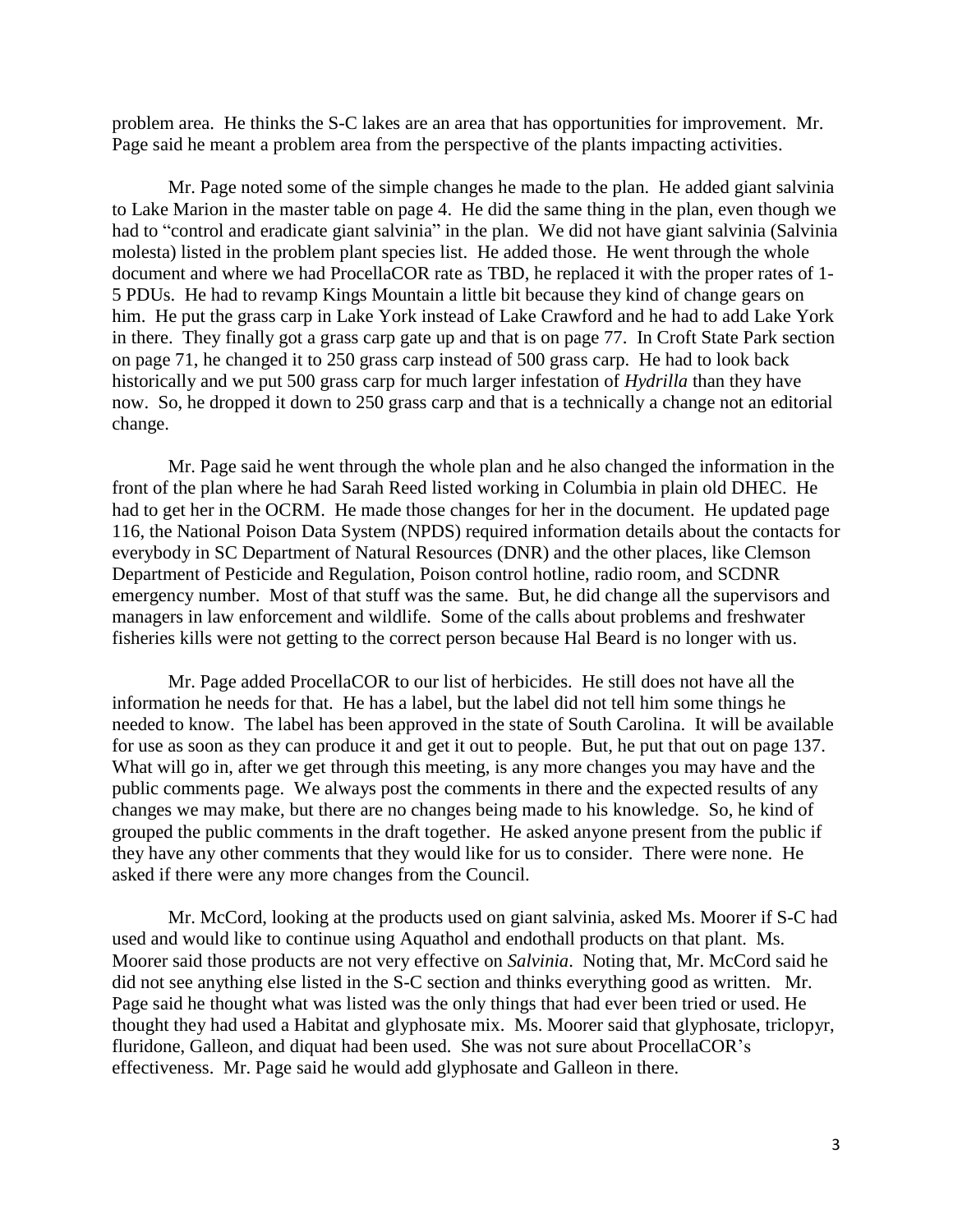problem area. He thinks the S-C lakes are an area that has opportunities for improvement. Mr. Page said he meant a problem area from the perspective of the plants impacting activities.

Mr. Page noted some of the simple changes he made to the plan. He added giant salvinia to Lake Marion in the master table on page 4. He did the same thing in the plan, even though we had to "control and eradicate giant salvinia" in the plan. We did not have giant salvinia (Salvinia molesta) listed in the problem plant species list. He added those. He went through the whole document and where we had ProcellaCOR rate as TBD, he replaced it with the proper rates of 1-5 PDUs. He had to revamp Kings Mountain a little bit because they kind of change gears on him. He put the grass carp in Lake York instead of Lake Crawford and he had to add Lake York in there. They finally got a grass carp gate up and that is on page 77. In Croft State Park section on page 71, he changed it to 250 grass carp instead of 500 grass carp. He had to look back historically and we put 500 grass carp for much larger infestation of *Hydrilla* than they have now. So, he dropped it down to 250 grass carp and that is a technically a change not an editorial change.

Mr. Page said he went through the whole plan and he also changed the information in the front of the plan where he had Sarah Reed listed working in Columbia in plain old DHEC. He had to get her in the OCRM. He made those changes for her in the document. He updated page 116, the National Poison Data System (NPDS) required information details about the contacts for everybody in SC Department of Natural Resources (DNR) and the other places, like Clemson Department of Pesticide and Regulation, Poison control hotline, radio room, and SCDNR emergency number. Most of that stuff was the same. But, he did change all the supervisors and managers in law enforcement and wildlife. Some of the calls about problems and freshwater fisheries kills were not getting to the correct person because Hal Beard is no longer with us.

Mr. Page added ProcellaCOR to our list of herbicides. He still does not have all the information he needs for that. He has a label, but the label did not tell him some things he needed to know. The label has been approved in the state of South Carolina. It will be available for use as soon as they can produce it and get it out to people. But, he put that out on page 137. What will go in, after we get through this meeting, is any more changes you may have and the public comments page. We always post the comments in there and the expected results of any changes we may make, but there are no changes being made to his knowledge. So, he kind of grouped the public comments in the draft together. He asked anyone present from the public if they have any other comments that they would like for us to consider. There were none. He asked if there were any more changes from the Council.

Mr. McCord, looking at the products used on giant salvinia, asked Ms. Moorer if S-C had used and would like to continue using Aquathol and endothall products on that plant. Ms. Moorer said those products are not very effective on *Salvinia*. Noting that, Mr. McCord said he did not see anything else listed in the S-C section and thinks everything good as written. Mr. Page said he thought what was listed was the only things that had ever been tried or used. He thought they had used a Habitat and glyphosate mix. Ms. Moorer said that glyphosate, triclopyr, fluridone, Galleon, and diquat had been used. She was not sure about ProcellaCOR's effectiveness. Mr. Page said he would add glyphosate and Galleon in there.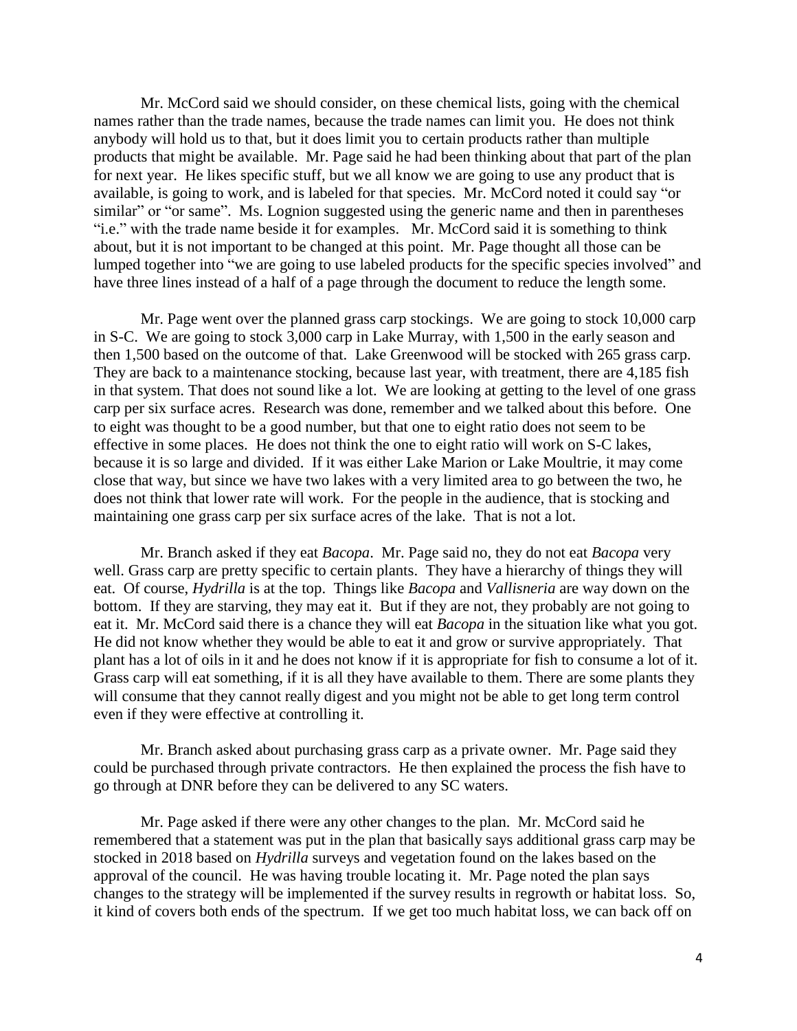Mr. McCord said we should consider, on these chemical lists, going with the chemical names rather than the trade names, because the trade names can limit you. He does not think anybody will hold us to that, but it does limit you to certain products rather than multiple products that might be available. Mr. Page said he had been thinking about that part of the plan for next year. He likes specific stuff, but we all know we are going to use any product that is available, is going to work, and is labeled for that species. Mr. McCord noted it could say "or similar" or "or same". Ms. Lognion suggested using the generic name and then in parentheses "i.e." with the trade name beside it for examples. Mr. McCord said it is something to think about, but it is not important to be changed at this point. Mr. Page thought all those can be lumped together into "we are going to use labeled products for the specific species involved" and have three lines instead of a half of a page through the document to reduce the length some.

Mr. Page went over the planned grass carp stockings. We are going to stock 10,000 carp in S-C. We are going to stock 3,000 carp in Lake Murray, with 1,500 in the early season and then 1,500 based on the outcome of that. Lake Greenwood will be stocked with 265 grass carp. They are back to a maintenance stocking, because last year, with treatment, there are 4,185 fish in that system. That does not sound like a lot. We are looking at getting to the level of one grass carp per six surface acres. Research was done, remember and we talked about this before. One to eight was thought to be a good number, but that one to eight ratio does not seem to be effective in some places. He does not think the one to eight ratio will work on S-C lakes, because it is so large and divided. If it was either Lake Marion or Lake Moultrie, it may come close that way, but since we have two lakes with a very limited area to go between the two, he does not think that lower rate will work. For the people in the audience, that is stocking and maintaining one grass carp per six surface acres of the lake. That is not a lot.

Mr. Branch asked if they eat *Bacopa*. Mr. Page said no, they do not eat *Bacopa* very well. Grass carp are pretty specific to certain plants. They have a hierarchy of things they will eat. Of course, *Hydrilla* is at the top. Things like *Bacopa* and *Vallisneria* are way down on the bottom. If they are starving, they may eat it. But if they are not, they probably are not going to eat it. Mr. McCord said there is a chance they will eat *Bacopa* in the situation like what you got. He did not know whether they would be able to eat it and grow or survive appropriately. That plant has a lot of oils in it and he does not know if it is appropriate for fish to consume a lot of it. Grass carp will eat something, if it is all they have available to them. There are some plants they will consume that they cannot really digest and you might not be able to get long term control even if they were effective at controlling it.

Mr. Branch asked about purchasing grass carp as a private owner. Mr. Page said they could be purchased through private contractors. He then explained the process the fish have to go through at DNR before they can be delivered to any SC waters.

Mr. Page asked if there were any other changes to the plan. Mr. McCord said he remembered that a statement was put in the plan that basically says additional grass carp may be stocked in 2018 based on *Hydrilla* surveys and vegetation found on the lakes based on the approval of the council. He was having trouble locating it. Mr. Page noted the plan says changes to the strategy will be implemented if the survey results in regrowth or habitat loss. So, it kind of covers both ends of the spectrum. If we get too much habitat loss, we can back off on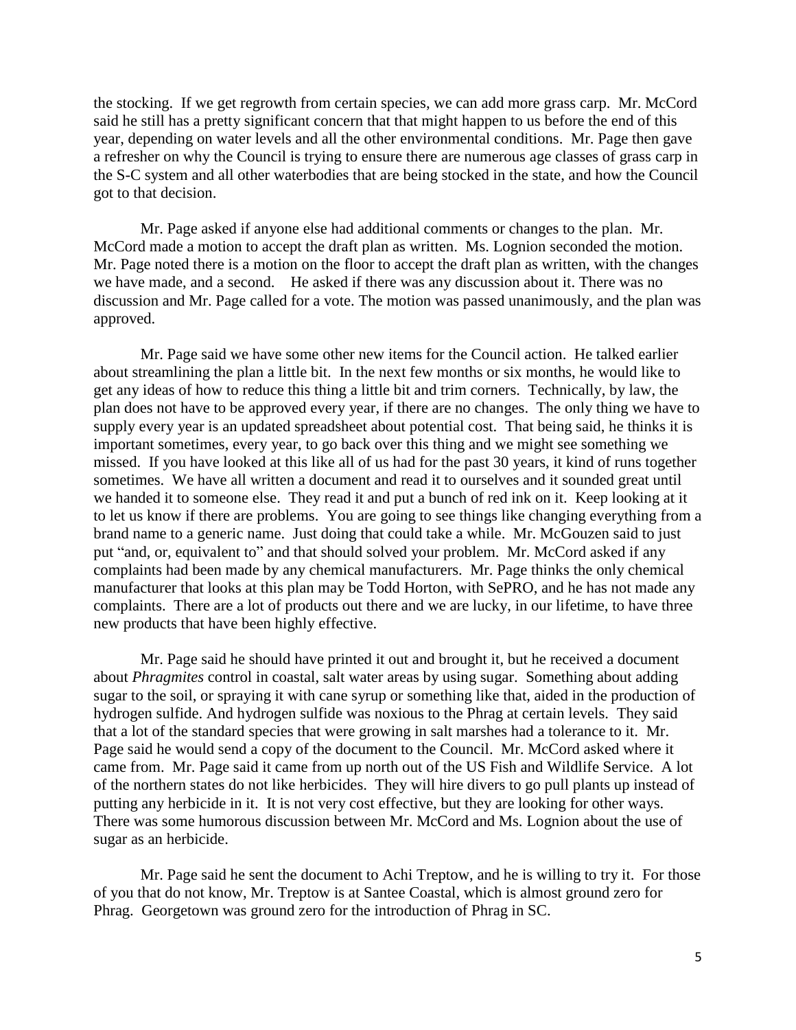the stocking. If we get regrowth from certain species, we can add more grass carp. Mr. McCord said he still has a pretty significant concern that that might happen to us before the end of this year, depending on water levels and all the other environmental conditions. Mr. Page then gave a refresher on why the Council is trying to ensure there are numerous age classes of grass carp in the S-C system and all other waterbodies that are being stocked in the state, and how the Council got to that decision.

Mr. Page asked if anyone else had additional comments or changes to the plan. Mr. McCord made a motion to accept the draft plan as written. Ms. Lognion seconded the motion. Mr. Page noted there is a motion on the floor to accept the draft plan as written, with the changes we have made, and a second. He asked if there was any discussion about it. There was no discussion and Mr. Page called for a vote. The motion was passed unanimously, and the plan was approved.

Mr. Page said we have some other new items for the Council action. He talked earlier about streamlining the plan a little bit. In the next few months or six months, he would like to get any ideas of how to reduce this thing a little bit and trim corners. Technically, by law, the plan does not have to be approved every year, if there are no changes. The only thing we have to supply every year is an updated spreadsheet about potential cost. That being said, he thinks it is important sometimes, every year, to go back over this thing and we might see something we missed. If you have looked at this like all of us had for the past 30 years, it kind of runs together sometimes. We have all written a document and read it to ourselves and it sounded great until we handed it to someone else. They read it and put a bunch of red ink on it. Keep looking at it to let us know if there are problems. You are going to see things like changing everything from a brand name to a generic name. Just doing that could take a while. Mr. McGouzen said to just put "and, or, equivalent to" and that should solved your problem. Mr. McCord asked if any complaints had been made by any chemical manufacturers. Mr. Page thinks the only chemical manufacturer that looks at this plan may be Todd Horton, with SePRO, and he has not made any complaints. There are a lot of products out there and we are lucky, in our lifetime, to have three new products that have been highly effective.

Mr. Page said he should have printed it out and brought it, but he received a document about *Phragmites* control in coastal, salt water areas by using sugar. Something about adding sugar to the soil, or spraying it with cane syrup or something like that, aided in the production of hydrogen sulfide. And hydrogen sulfide was noxious to the Phrag at certain levels. They said that a lot of the standard species that were growing in salt marshes had a tolerance to it. Mr. Page said he would send a copy of the document to the Council. Mr. McCord asked where it came from. Mr. Page said it came from up north out of the US Fish and Wildlife Service. A lot of the northern states do not like herbicides. They will hire divers to go pull plants up instead of putting any herbicide in it. It is not very cost effective, but they are looking for other ways. There was some humorous discussion between Mr. McCord and Ms. Lognion about the use of sugar as an herbicide.

Mr. Page said he sent the document to Achi Treptow, and he is willing to try it. For those of you that do not know, Mr. Treptow is at Santee Coastal, which is almost ground zero for Phrag. Georgetown was ground zero for the introduction of Phrag in SC.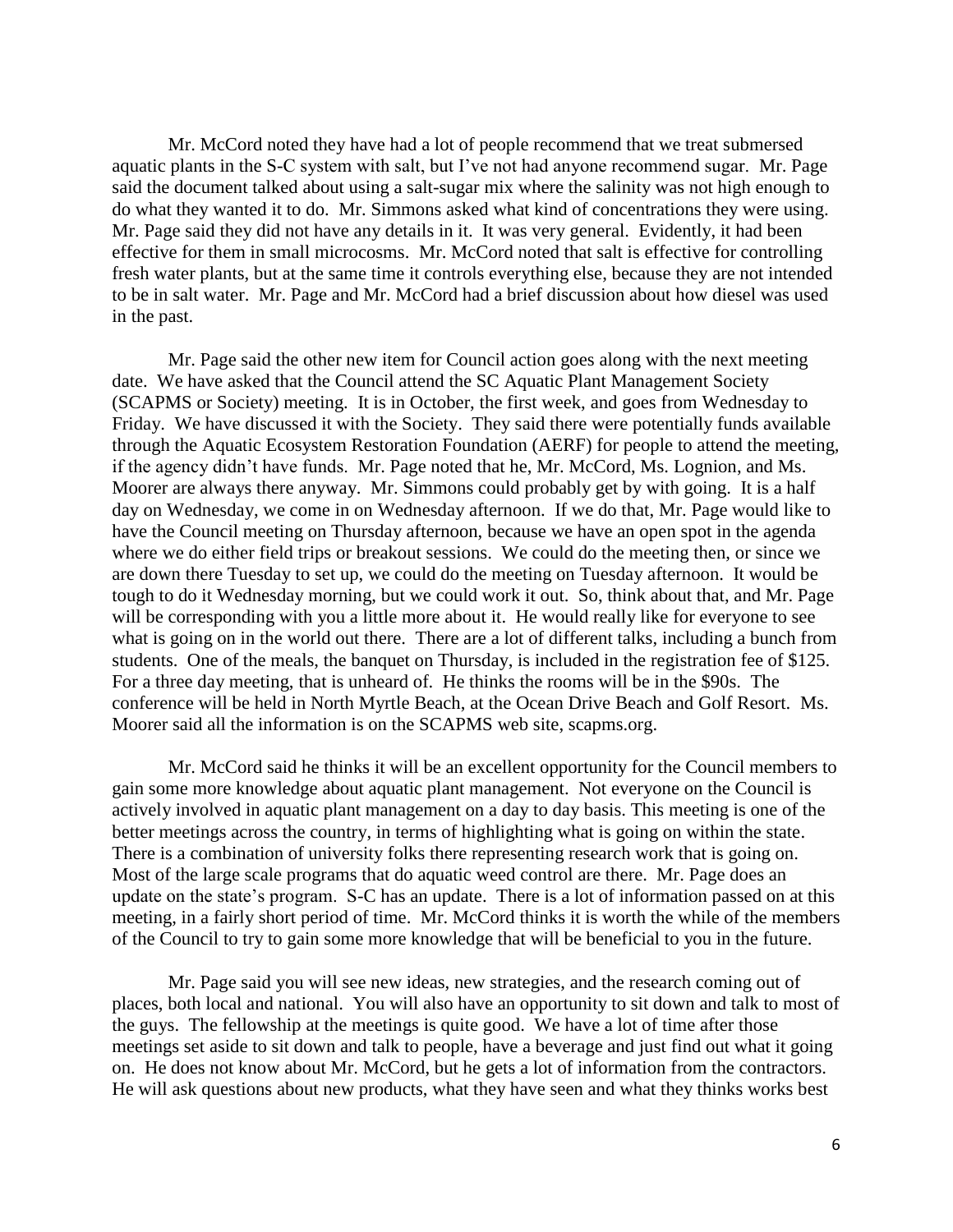Mr. McCord noted they have had a lot of people recommend that we treat submersed aquatic plants in the S-C system with salt, but I've not had anyone recommend sugar. Mr. Page said the document talked about using a salt-sugar mix where the salinity was not high enough to do what they wanted it to do. Mr. Simmons asked what kind of concentrations they were using. Mr. Page said they did not have any details in it. It was very general. Evidently, it had been effective for them in small microcosms. Mr. McCord noted that salt is effective for controlling fresh water plants, but at the same time it controls everything else, because they are not intended to be in salt water. Mr. Page and Mr. McCord had a brief discussion about how diesel was used in the past.

Mr. Page said the other new item for Council action goes along with the next meeting date. We have asked that the Council attend the SC Aquatic Plant Management Society (SCAPMS or Society) meeting. It is in October, the first week, and goes from Wednesday to Friday. We have discussed it with the Society. They said there were potentially funds available through the Aquatic Ecosystem Restoration Foundation (AERF) for people to attend the meeting, if the agency didn't have funds. Mr. Page noted that he, Mr. McCord, Ms. Lognion, and Ms. Moorer are always there anyway. Mr. Simmons could probably get by with going. It is a half day on Wednesday, we come in on Wednesday afternoon. If we do that, Mr. Page would like to have the Council meeting on Thursday afternoon, because we have an open spot in the agenda where we do either field trips or breakout sessions. We could do the meeting then, or since we are down there Tuesday to set up, we could do the meeting on Tuesday afternoon. It would be tough to do it Wednesday morning, but we could work it out. So, think about that, and Mr. Page will be corresponding with you a little more about it. He would really like for everyone to see what is going on in the world out there. There are a lot of different talks, including a bunch from students. One of the meals, the banquet on Thursday, is included in the registration fee of $125. For a three day meeting, that is unheard of. He thinks the rooms will be in the $90s. The conference will be held in North Myrtle Beach, at the Ocean Drive Beach and Golf Resort. Ms. Moorer said all the information is on the SCAPMS web site, scapms.org.

Mr. McCord said he thinks it will be an excellent opportunity for the Council members to gain some more knowledge about aquatic plant management. Not everyone on the Council is actively involved in aquatic plant management on a day to day basis. This meeting is one of the better meetings across the country, in terms of highlighting what is going on within the state. There is a combination of university folks there representing research work that is going on. Most of the large scale programs that do aquatic weed control are there. Mr. Page does an update on the state's program. S-C has an update. There is a lot of information passed on at this meeting, in a fairly short period of time. Mr. McCord thinks it is worth the while of the members of the Council to try to gain some more knowledge that will be beneficial to you in the future.

Mr. Page said you will see new ideas, new strategies, and the research coming out of places, both local and national. You will also have an opportunity to sit down and talk to most of the guys. The fellowship at the meetings is quite good. We have a lot of time after those meetings set aside to sit down and talk to people, have a beverage and just find out what it going on. He does not know about Mr. McCord, but he gets a lot of information from the contractors. He will ask questions about new products, what they have seen and what they thinks works best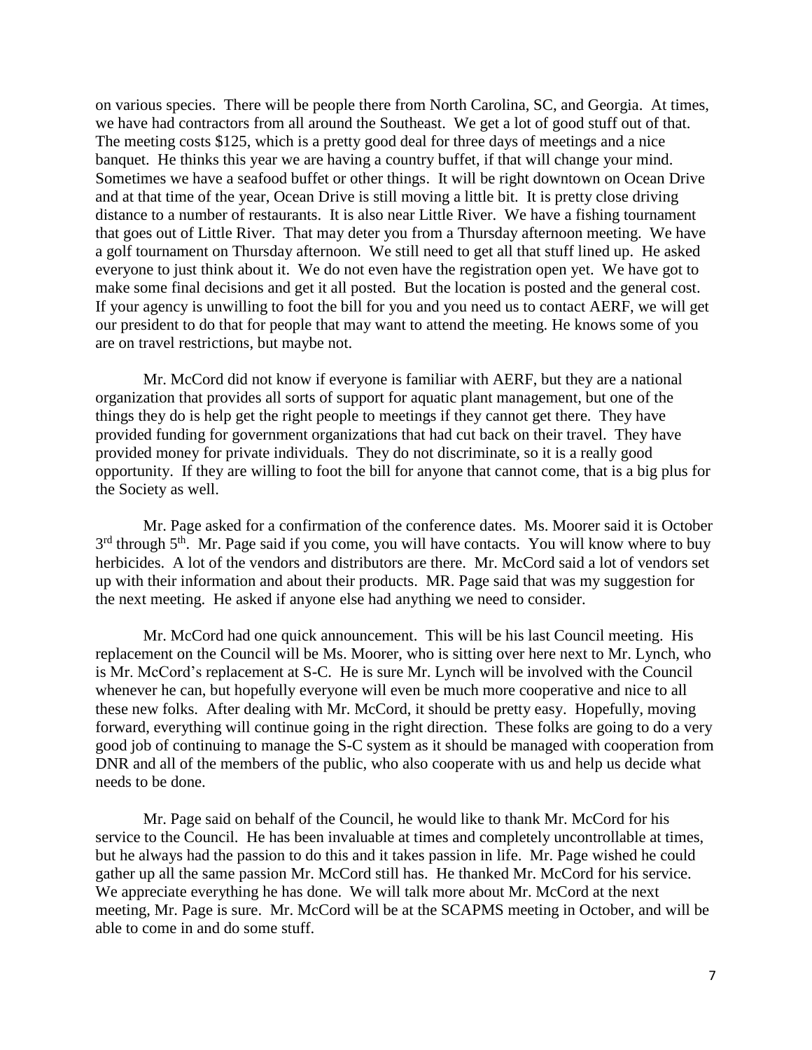on various species. There will be people there from North Carolina, SC, and Georgia. At times, we have had contractors from all around the Southeast. We get a lot of good stuff out of that. The meeting costs $125, which is a pretty good deal for three days of meetings and a nice banquet. He thinks this year we are having a country buffet, if that will change your mind. Sometimes we have a seafood buffet or other things. It will be right downtown on Ocean Drive and at that time of the year, Ocean Drive is still moving a little bit. It is pretty close driving distance to a number of restaurants. It is also near Little River. We have a fishing tournament that goes out of Little River. That may deter you from a Thursday afternoon meeting. We have a golf tournament on Thursday afternoon. We still need to get all that stuff lined up. He asked everyone to just think about it. We do not even have the registration open yet. We have got to make some final decisions and get it all posted. But the location is posted and the general cost. If your agency is unwilling to foot the bill for you and you need us to contact AERF, we will get our president to do that for people that may want to attend the meeting. He knows some of you are on travel restrictions, but maybe not.

Mr. McCord did not know if everyone is familiar with AERF, but they are a national organization that provides all sorts of support for aquatic plant management, but one of the things they do is help get the right people to meetings if they cannot get there. They have provided funding for government organizations that had cut back on their travel. They have provided money for private individuals. They do not discriminate, so it is a really good opportunity. If they are willing to foot the bill for anyone that cannot come, that is a big plus for the Society as well.

Mr. Page asked for a confirmation of the conference dates. Ms. Moorer said it is October 3rd through 5th. Mr. Page said if you come, you will have contacts. You will know where to buy herbicides. A lot of the vendors and distributors are there. Mr. McCord said a lot of vendors set up with their information and about their products. MR. Page said that was my suggestion for the next meeting. He asked if anyone else had anything we need to consider.

Mr. McCord had one quick announcement. This will be his last Council meeting. His replacement on the Council will be Ms. Moorer, who is sitting over here next to Mr. Lynch, who is Mr. McCord's replacement at S-C. He is sure Mr. Lynch will be involved with the Council whenever he can, but hopefully everyone will even be much more cooperative and nice to all these new folks. After dealing with Mr. McCord, it should be pretty easy. Hopefully, moving forward, everything will continue going in the right direction. These folks are going to do a very good job of continuing to manage the S-C system as it should be managed with cooperation from DNR and all of the members of the public, who also cooperate with us and help us decide what needs to be done.

Mr. Page said on behalf of the Council, he would like to thank Mr. McCord for his service to the Council. He has been invaluable at times and completely uncontrollable at times, but he always had the passion to do this and it takes passion in life. Mr. Page wished he could gather up all the same passion Mr. McCord still has. He thanked Mr. McCord for his service. We appreciate everything he has done. We will talk more about Mr. McCord at the next meeting, Mr. Page is sure. Mr. McCord will be at the SCAPMS meeting in October, and will be able to come in and do some stuff.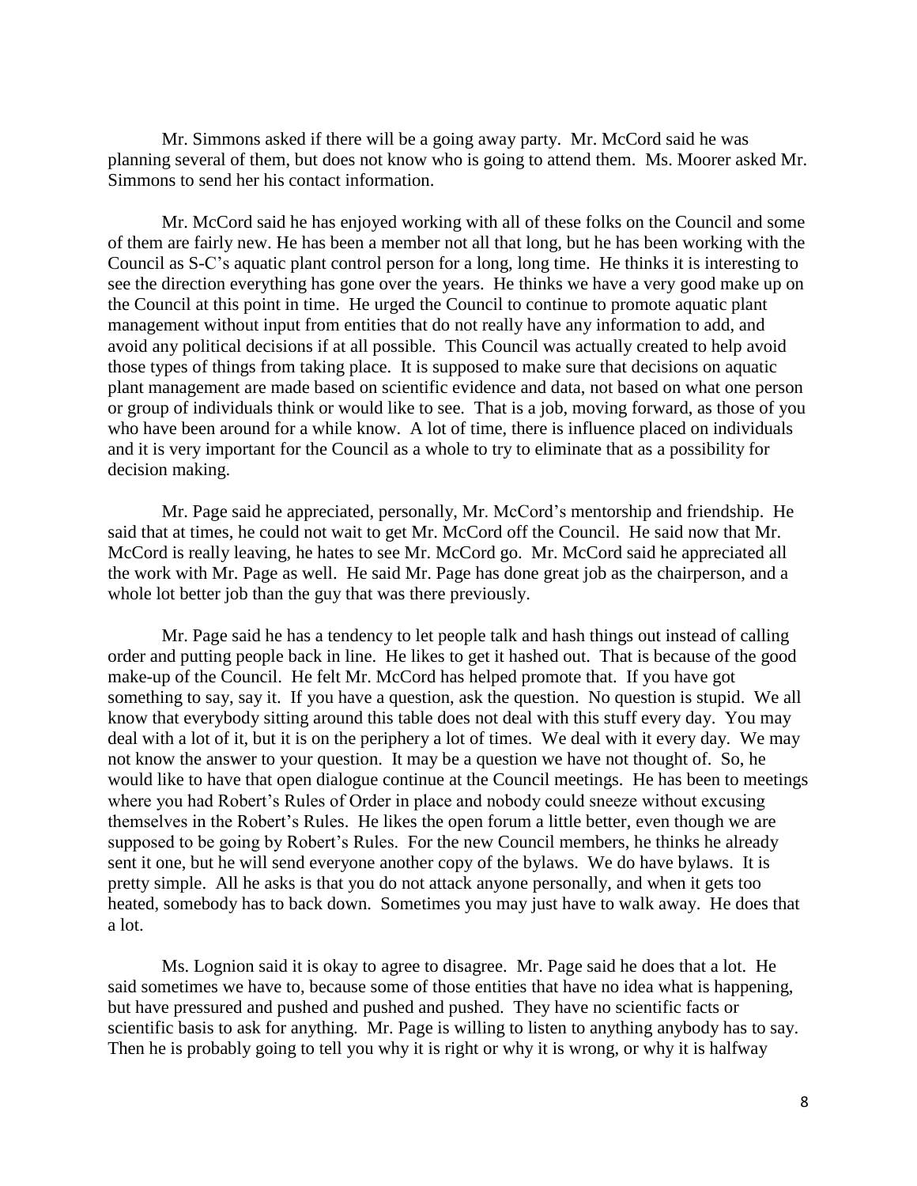Mr. Simmons asked if there will be a going away party. Mr. McCord said he was planning several of them, but does not know who is going to attend them. Ms. Moorer asked Mr. Simmons to send her his contact information.

Mr. McCord said he has enjoyed working with all of these folks on the Council and some of them are fairly new. He has been a member not all that long, but he has been working with the Council as S-C's aquatic plant control person for a long, long time. He thinks it is interesting to see the direction everything has gone over the years. He thinks we have a very good make up on the Council at this point in time. He urged the Council to continue to promote aquatic plant management without input from entities that do not really have any information to add, and avoid any political decisions if at all possible. This Council was actually created to help avoid those types of things from taking place. It is supposed to make sure that decisions on aquatic plant management are made based on scientific evidence and data, not based on what one person or group of individuals think or would like to see. That is a job, moving forward, as those of you who have been around for a while know. A lot of time, there is influence placed on individuals and it is very important for the Council as a whole to try to eliminate that as a possibility for decision making.

Mr. Page said he appreciated, personally, Mr. McCord's mentorship and friendship. He said that at times, he could not wait to get Mr. McCord off the Council. He said now that Mr. McCord is really leaving, he hates to see Mr. McCord go. Mr. McCord said he appreciated all the work with Mr. Page as well. He said Mr. Page has done great job as the chairperson, and a whole lot better job than the guy that was there previously.

Mr. Page said he has a tendency to let people talk and hash things out instead of calling order and putting people back in line. He likes to get it hashed out. That is because of the good make-up of the Council. He felt Mr. McCord has helped promote that. If you have got something to say, say it. If you have a question, ask the question. No question is stupid. We all know that everybody sitting around this table does not deal with this stuff every day. You may deal with a lot of it, but it is on the periphery a lot of times. We deal with it every day. We may not know the answer to your question. It may be a question we have not thought of. So, he would like to have that open dialogue continue at the Council meetings. He has been to meetings where you had Robert's Rules of Order in place and nobody could sneeze without excusing themselves in the Robert's Rules. He likes the open forum a little better, even though we are supposed to be going by Robert's Rules. For the new Council members, he thinks he already sent it one, but he will send everyone another copy of the bylaws. We do have bylaws. It is pretty simple. All he asks is that you do not attack anyone personally, and when it gets too heated, somebody has to back down. Sometimes you may just have to walk away. He does that a lot.

Ms. Lognion said it is okay to agree to disagree. Mr. Page said he does that a lot. He said sometimes we have to, because some of those entities that have no idea what is happening, but have pressured and pushed and pushed and pushed. They have no scientific facts or scientific basis to ask for anything. Mr. Page is willing to listen to anything anybody has to say. Then he is probably going to tell you why it is right or why it is wrong, or why it is halfway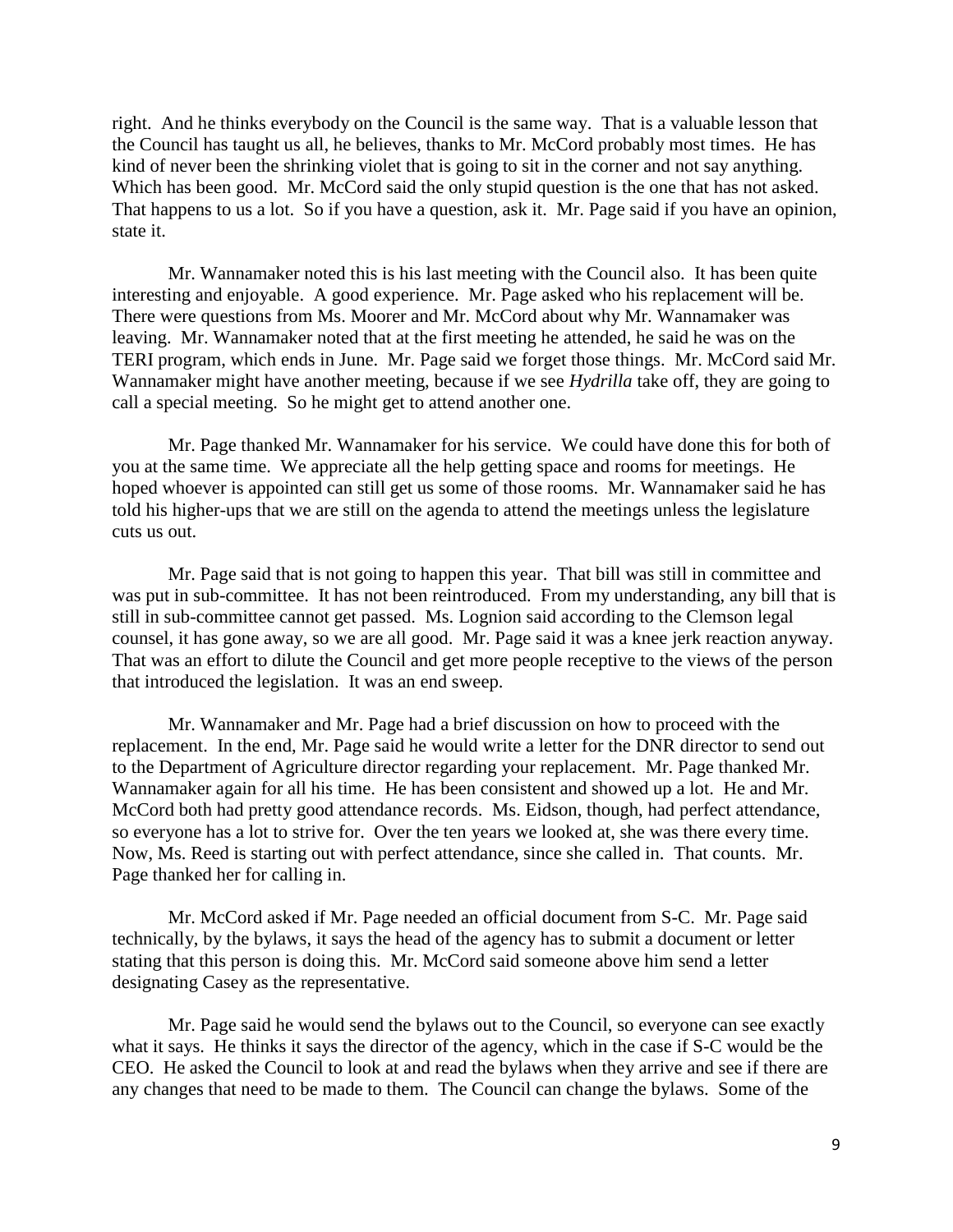right. And he thinks everybody on the Council is the same way. That is a valuable lesson that the Council has taught us all, he believes, thanks to Mr. McCord probably most times. He has kind of never been the shrinking violet that is going to sit in the corner and not say anything. Which has been good. Mr. McCord said the only stupid question is the one that has not asked. That happens to us a lot. So if you have a question, ask it. Mr. Page said if you have an opinion, state it.

Mr. Wannamaker noted this is his last meeting with the Council also. It has been quite interesting and enjoyable. A good experience. Mr. Page asked who his replacement will be. There were questions from Ms. Moorer and Mr. McCord about why Mr. Wannamaker was leaving. Mr. Wannamaker noted that at the first meeting he attended, he said he was on the TERI program, which ends in June. Mr. Page said we forget those things. Mr. McCord said Mr. Wannamaker might have another meeting, because if we see *Hydrilla* take off, they are going to call a special meeting. So he might get to attend another one.

Mr. Page thanked Mr. Wannamaker for his service. We could have done this for both of you at the same time. We appreciate all the help getting space and rooms for meetings. He hoped whoever is appointed can still get us some of those rooms. Mr. Wannamaker said he has told his higher-ups that we are still on the agenda to attend the meetings unless the legislature cuts us out.

Mr. Page said that is not going to happen this year. That bill was still in committee and was put in sub-committee. It has not been reintroduced. From my understanding, any bill that is still in sub-committee cannot get passed. Ms. Lognion said according to the Clemson legal counsel, it has gone away, so we are all good. Mr. Page said it was a knee jerk reaction anyway. That was an effort to dilute the Council and get more people receptive to the views of the person that introduced the legislation. It was an end sweep.

Mr. Wannamaker and Mr. Page had a brief discussion on how to proceed with the replacement. In the end, Mr. Page said he would write a letter for the DNR director to send out to the Department of Agriculture director regarding your replacement. Mr. Page thanked Mr. Wannamaker again for all his time. He has been consistent and showed up a lot. He and Mr. McCord both had pretty good attendance records. Ms. Eidson, though, had perfect attendance, so everyone has a lot to strive for. Over the ten years we looked at, she was there every time. Now, Ms. Reed is starting out with perfect attendance, since she called in. That counts. Mr. Page thanked her for calling in.

Mr. McCord asked if Mr. Page needed an official document from S-C. Mr. Page said technically, by the bylaws, it says the head of the agency has to submit a document or letter stating that this person is doing this. Mr. McCord said someone above him send a letter designating Casey as the representative.

Mr. Page said he would send the bylaws out to the Council, so everyone can see exactly what it says. He thinks it says the director of the agency, which in the case if S-C would be the CEO. He asked the Council to look at and read the bylaws when they arrive and see if there are any changes that need to be made to them. The Council can change the bylaws. Some of the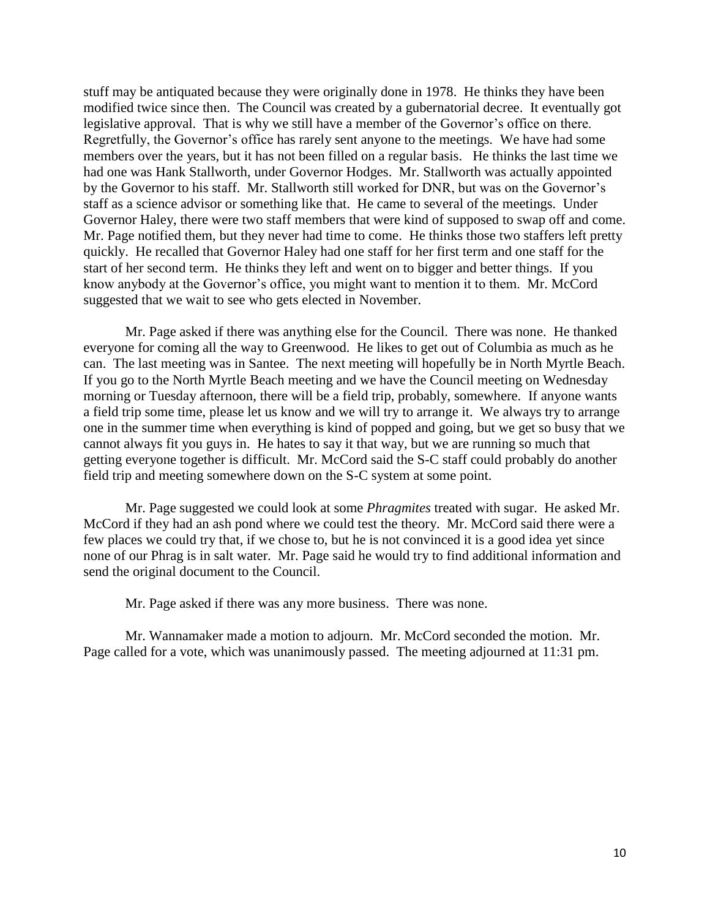stuff may be antiquated because they were originally done in 1978. He thinks they have been modified twice since then. The Council was created by a gubernatorial decree. It eventually got legislative approval. That is why we still have a member of the Governor's office on there. Regretfully, the Governor's office has rarely sent anyone to the meetings. We have had some members over the years, but it has not been filled on a regular basis. He thinks the last time we had one was Hank Stallworth, under Governor Hodges. Mr. Stallworth was actually appointed by the Governor to his staff. Mr. Stallworth still worked for DNR, but was on the Governor's staff as a science advisor or something like that. He came to several of the meetings. Under Governor Haley, there were two staff members that were kind of supposed to swap off and come. Mr. Page notified them, but they never had time to come. He thinks those two staffers left pretty quickly. He recalled that Governor Haley had one staff for her first term and one staff for the start of her second term. He thinks they left and went on to bigger and better things. If you know anybody at the Governor's office, you might want to mention it to them. Mr. McCord suggested that we wait to see who gets elected in November.

Mr. Page asked if there was anything else for the Council. There was none. He thanked everyone for coming all the way to Greenwood. He likes to get out of Columbia as much as he can. The last meeting was in Santee. The next meeting will hopefully be in North Myrtle Beach. If you go to the North Myrtle Beach meeting and we have the Council meeting on Wednesday morning or Tuesday afternoon, there will be a field trip, probably, somewhere. If anyone wants a field trip some time, please let us know and we will try to arrange it. We always try to arrange one in the summer time when everything is kind of popped and going, but we get so busy that we cannot always fit you guys in. He hates to say it that way, but we are running so much that getting everyone together is difficult. Mr. McCord said the S-C staff could probably do another field trip and meeting somewhere down on the S-C system at some point.

Mr. Page suggested we could look at some *Phragmites* treated with sugar. He asked Mr. McCord if they had an ash pond where we could test the theory. Mr. McCord said there were a few places we could try that, if we chose to, but he is not convinced it is a good idea yet since none of our Phrag is in salt water. Mr. Page said he would try to find additional information and send the original document to the Council.

Mr. Page asked if there was any more business. There was none.

Mr. Wannamaker made a motion to adjourn. Mr. McCord seconded the motion. Mr. Page called for a vote, which was unanimously passed. The meeting adjourned at 11:31 pm.